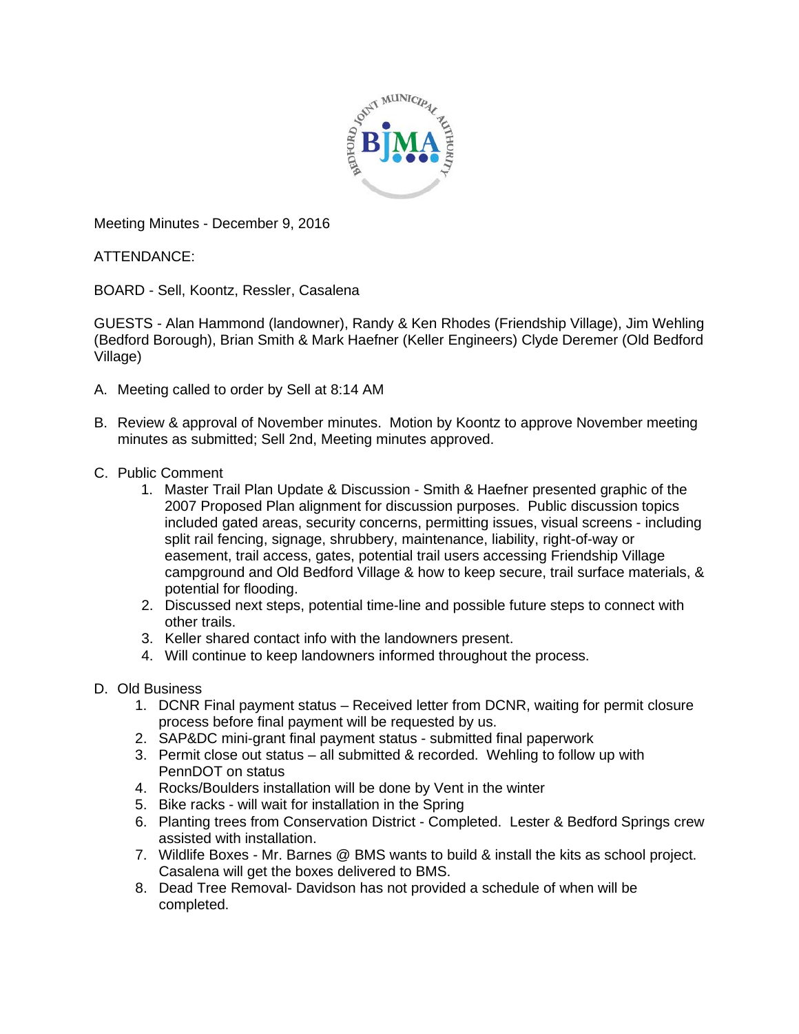Meeting Minutes - December 9, 2016

ATTENDANCE:

BOARD - Sell, Koontz, Ressler, Casalena

GUESTS - Alan Hammond (landowner), Randy & Ken Rhodes (Friendship Village), Jim Wehling (Bedford Borough), Brian Smith & Mark Haefner (Keller Engineers) Clyde Deremer (Old Bedford Village)

A. Meeting called to order by Sell at 8:14 AM

B. Review & approval of November minutes. Motion by Koontz to approve November meeting minutes as submitted; Sell 2nd, Meeting minutes approved.

C. Public Comment
   1. Master Trail Plan Update & Discussion - Smith & Haefner presented graphic of the 2007 Proposed Plan alignment for discussion purposes. Public discussion topics included gated areas, security concerns, permitting issues, visual screens - including split rail fencing, signage, shrubbery, maintenance, liability, right-of-way or easement, trail access, gates, potential trail users accessing Friendship Village campground and Old Bedford Village & how to keep secure, trail surface materials, & potential for flooding.
   2. Discussed next steps, potential time-line and possible future steps to connect with other trails.
   3. Keller shared contact info with the landowners present.
   4. Will continue to keep landowners informed throughout the process.

D. Old Business
   1. DCNR Final payment status – Received letter from DCNR, waiting for permit closure process before final payment will be requested by us.
   2. SAP&DC mini-grant final payment status - submitted final paperwork
   3. Permit close out status – all submitted & recorded. Wehling to follow up with PennDOT on status
   4. Rocks/Boulders installation will be done by Vent in the winter
   5. Bike racks - will wait for installation in the Spring
   6. Planting trees from Conservation District - Completed. Lester & Bedford Springs crew assisted with installation.
   7. Wildlife Boxes - Mr. Barnes @ BMS wants to build & install the kits as school project. Casalena will get the boxes delivered to BMS.
   8. Dead Tree Removal- Davidson has not provided a schedule of when will be completed.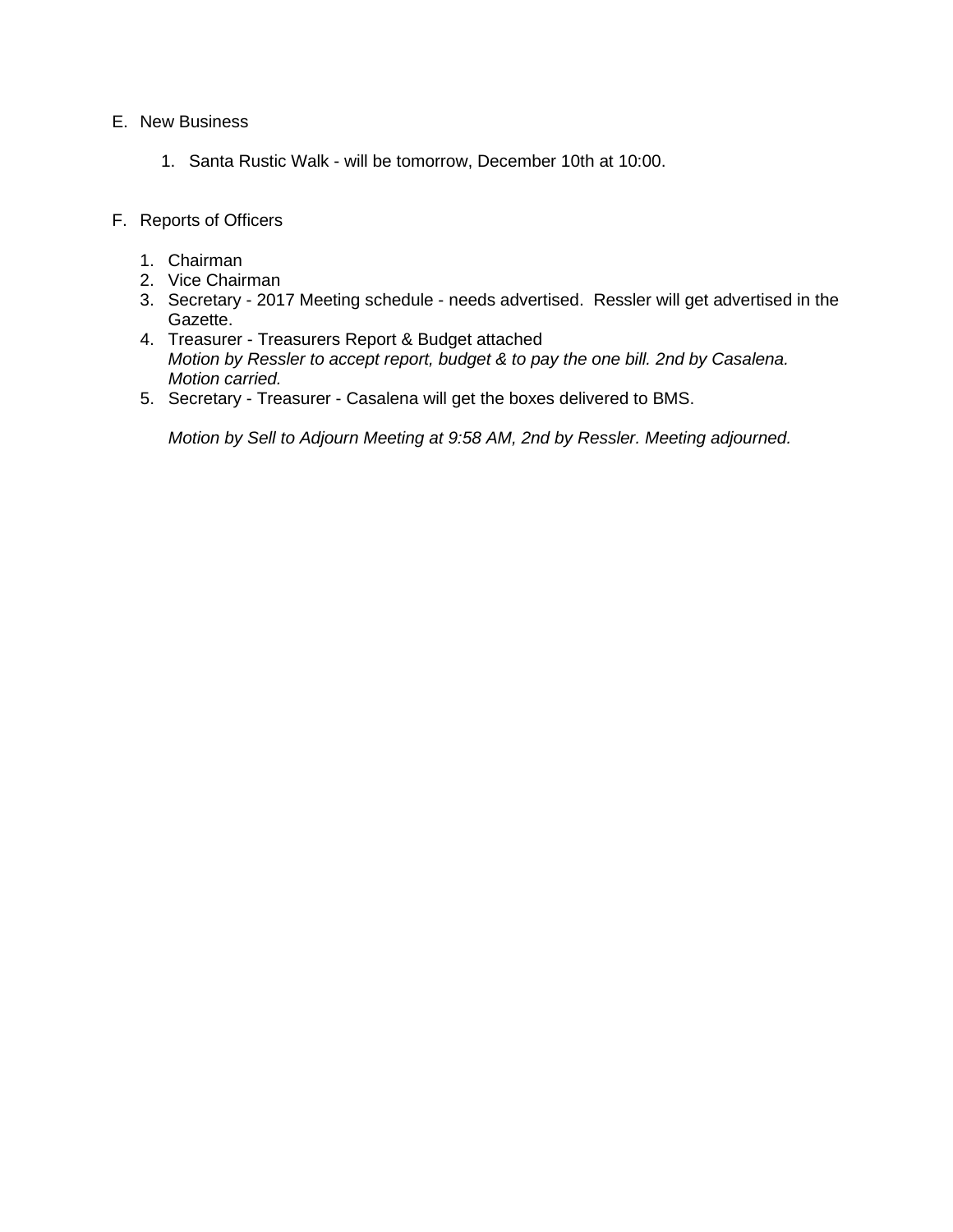E. New Business

   1. Santa Rustic Walk - will be tomorrow, December 10th at 10:00.

F. Reports of Officers

   1. Chairman
   2. Vice Chairman
   3. Secretary - 2017 Meeting schedule - needs advertised.  Ressler will get advertised in the Gazette.
   4. Treasurer - Treasurers Report & Budget attached
      *Motion by Ressler to accept report, budget & to pay the one bill. 2nd by Casalena. Motion carried.*
   5. Secretary - Treasurer - Casalena will get the boxes delivered to BMS.

      *Motion by Sell to Adjourn Meeting at 9:58 AM, 2nd by Ressler. Meeting adjourned.*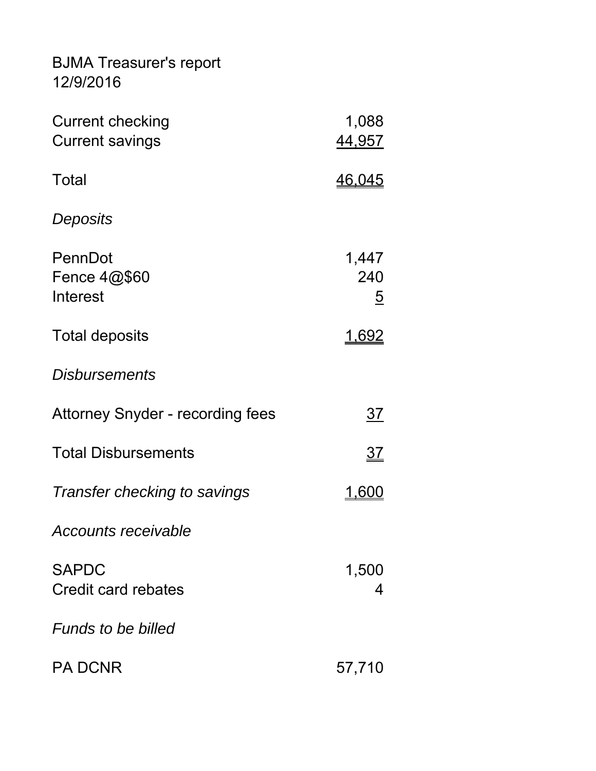BJMA Treasurer's report
12/9/2016

| | |
|---|---|
| Current checking | 1,088 |
| Current savings | 44,957 |
| Total | 46,045 |
| *Deposits* | |
| PennDot | 1,447 |
| Fence 4@$60 | 240 |
| Interest | 5 |
| Total deposits | 1,692 |
| *Disbursements* | |
| Attorney Snyder - recording fees | 37 |
| Total Disbursements | 37 |
| *Transfer checking to savings* | 1,600 |
| *Accounts receivable* | |
| SAPDC | 1,500 |
| Credit card rebates | 4 |
| *Funds to be billed* | |
| PA DCNR | 57,710 |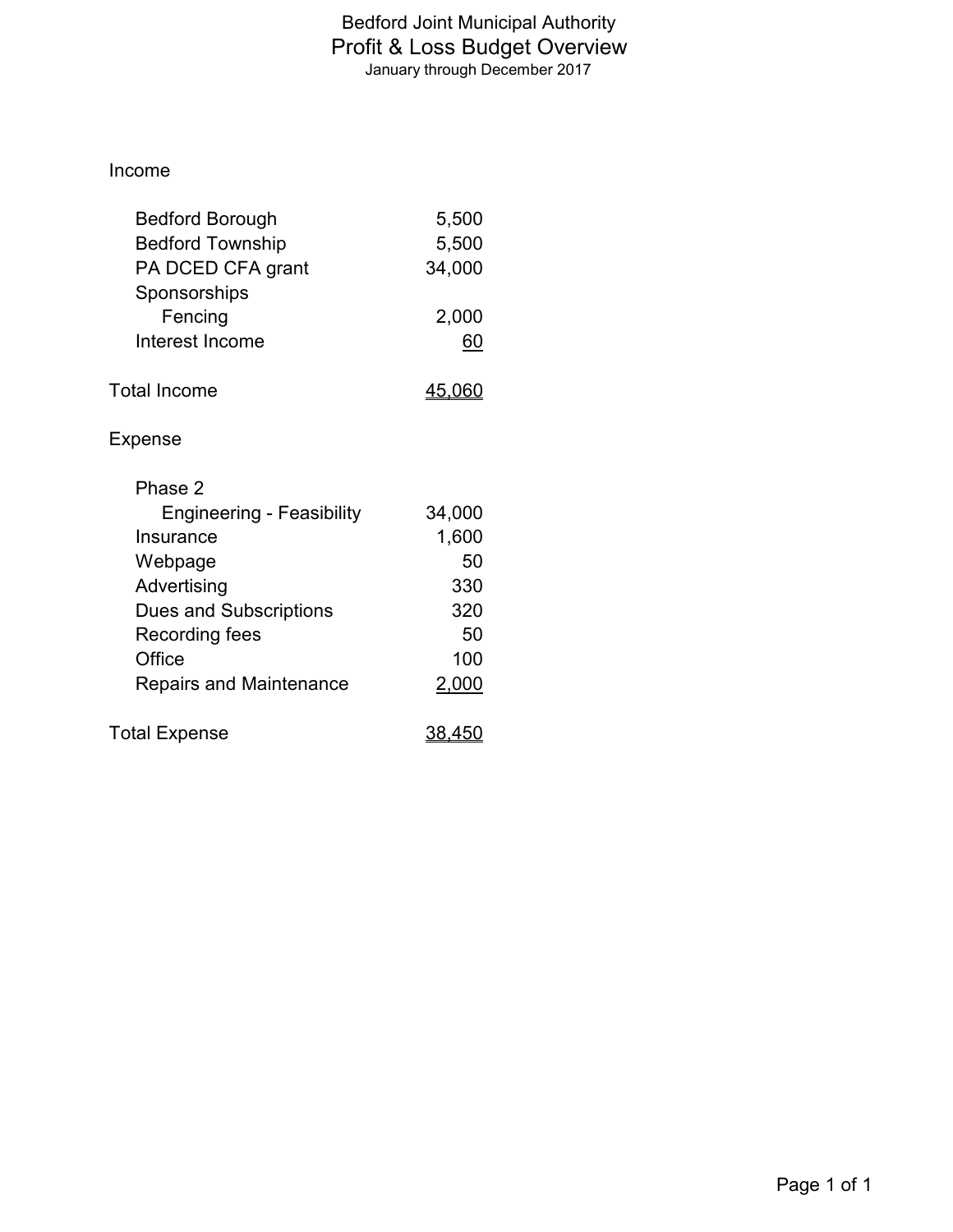# Bedford Joint Municipal Authority

## Profit & Loss Budget Overview

January through December 2017

| | |
|---|---|
| **Income** | |
| Bedford Borough | 5,500 |
| Bedford Township | 5,500 |
| PA DCED CFA grant | 34,000 |
| Sponsorships | |
| Fencing | 2,000 |
| Interest Income | 60 |
| **Total Income** | 45,060 |
| **Expense** | |
| Phase 2 | |
| Engineering - Feasibility | 34,000 |
| Insurance | 1,600 |
| Webpage | 50 |
| Advertising | 330 |
| Dues and Subscriptions | 320 |
| Recording fees | 50 |
| Office | 100 |
| Repairs and Maintenance | 2,000 |
| **Total Expense** | 38,450 |